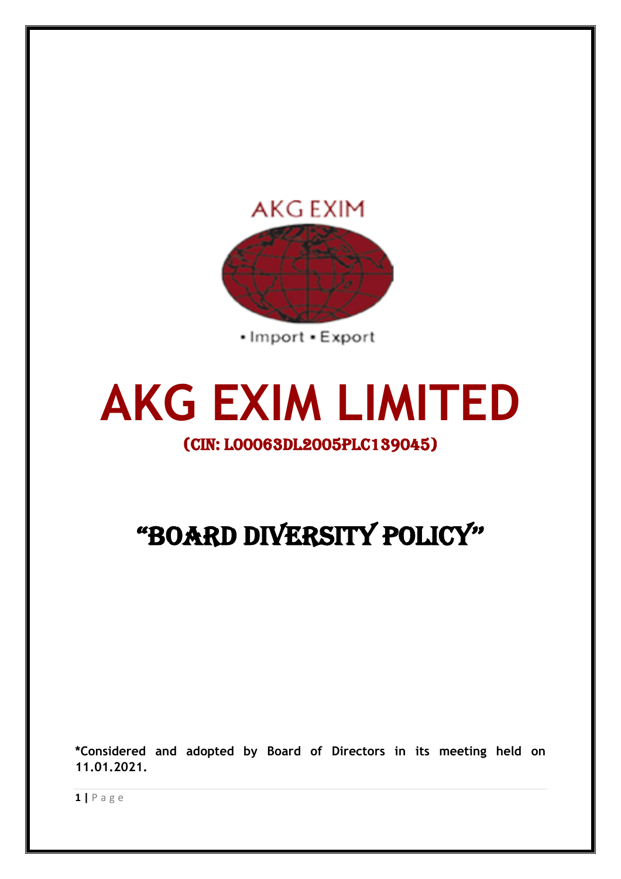AKG EXIM

• Import • Export

# AKG EXIM LIMITED

## (CIN: L00063DL2005PLC139045)

# "BOARD DIVERSITY POLICY"

**\*Considered and adopted by Board of Directors in its meeting held on 11.01.2021.**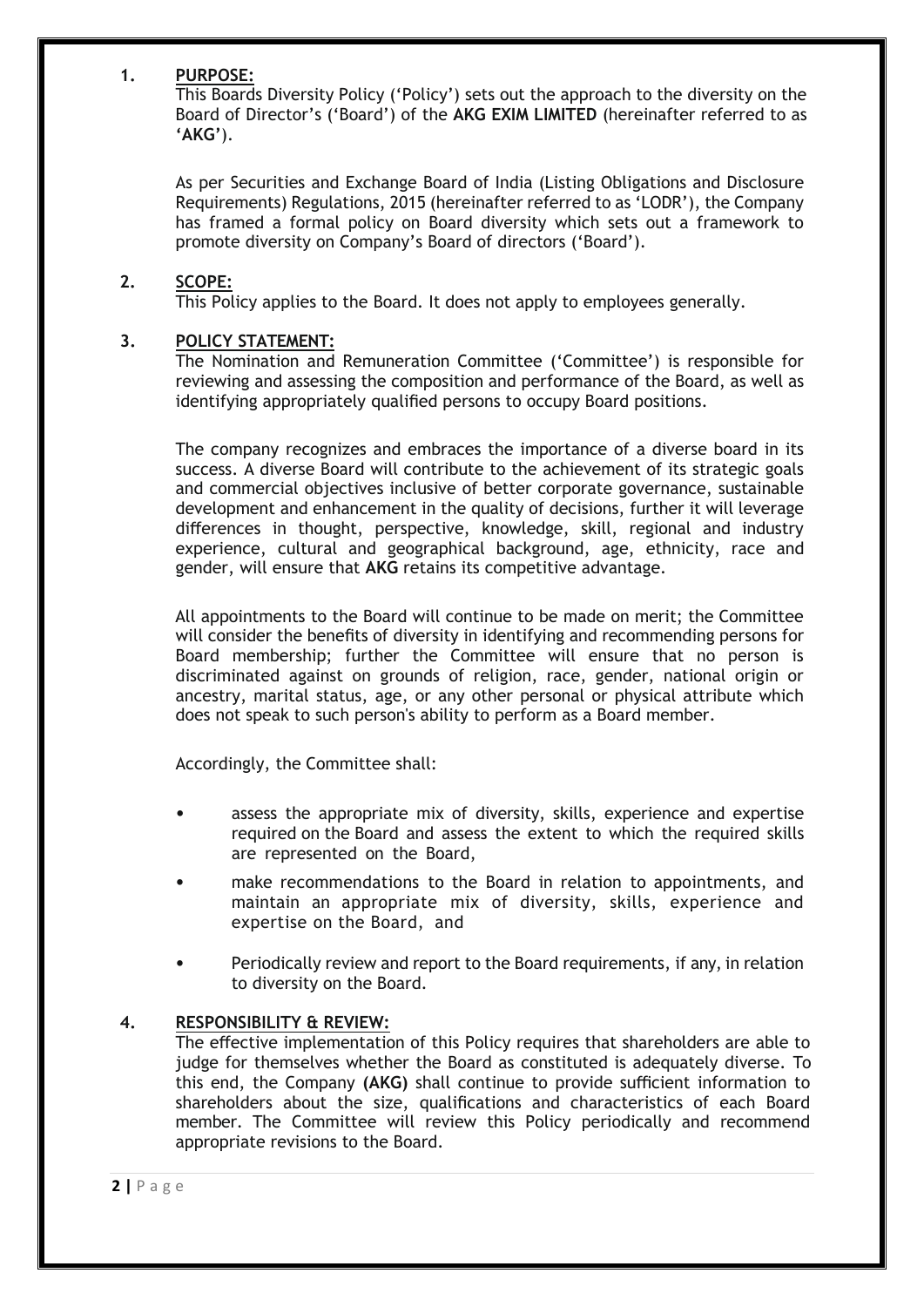## 1. PURPOSE:

This Boards Diversity Policy ('Policy') sets out the approach to the diversity on the Board of Director's ('Board') of the **AKG EXIM LIMITED** (hereinafter referred to as '**AKG**').

As per Securities and Exchange Board of India (Listing Obligations and Disclosure Requirements) Regulations, 2015 (hereinafter referred to as 'LODR'), the Company has framed a formal policy on Board diversity which sets out a framework to promote diversity on Company's Board of directors ('Board').

## 2. SCOPE:

This Policy applies to the Board. It does not apply to employees generally.

## 3. POLICY STATEMENT:

The Nomination and Remuneration Committee ('Committee') is responsible for reviewing and assessing the composition and performance of the Board, as well as identifying appropriately qualified persons to occupy Board positions.

The company recognizes and embraces the importance of a diverse board in its success. A diverse Board will contribute to the achievement of its strategic goals and commercial objectives inclusive of better corporate governance, sustainable development and enhancement in the quality of decisions, further it will leverage differences in thought, perspective, knowledge, skill, regional and industry experience, cultural and geographical background, age, ethnicity, race and gender, will ensure that **AKG** retains its competitive advantage.

All appointments to the Board will continue to be made on merit; the Committee will consider the benefits of diversity in identifying and recommending persons for Board membership; further the Committee will ensure that no person is discriminated against on grounds of religion, race, gender, national origin or ancestry, marital status, age, or any other personal or physical attribute which does not speak to such person's ability to perform as a Board member.

Accordingly, the Committee shall:

- assess the appropriate mix of diversity, skills, experience and expertise required on the Board and assess the extent to which the required skills are represented on the Board,
- make recommendations to the Board in relation to appointments, and maintain an appropriate mix of diversity, skills, experience and expertise on the Board, and
- Periodically review and report to the Board requirements, if any, in relation to diversity on the Board.

## 4. RESPONSIBILITY & REVIEW:

The effective implementation of this Policy requires that shareholders are able to judge for themselves whether the Board as constituted is adequately diverse. To this end, the Company **(AKG)** shall continue to provide sufficient information to shareholders about the size, qualifications and characteristics of each Board member. The Committee will review this Policy periodically and recommend appropriate revisions to the Board.